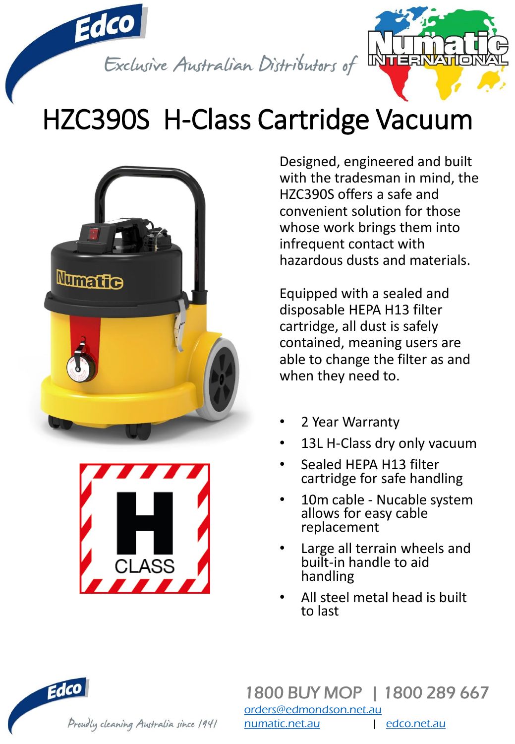Edco

Exclusive Australian Distributors of

Numatic INTERNATIONAL

# HZC390S H-Class Cartridge Vacuum

Designed, engineered and built with the tradesman in mind, the HZC390S offers a safe and convenient solution for those whose work brings them into infrequent contact with hazardous dusts and materials.

Equipped with a sealed and disposable HEPA H13 filter cartridge, all dust is safely contained, meaning users are able to change the filter as and when they need to.

- 2 Year Warranty
- 13L H-Class dry only vacuum
- Sealed HEPA H13 filter cartridge for safe handling
- 10m cable - Nucable system allows for easy cable replacement
- Large all terrain wheels and built-in handle to aid handling
- All steel metal head is built to last

H CLASS

Edco

Proudly cleaning Australia since 1941

1800 BUY MOP | 1800 289 667

orders@edmondson.net.au

numatic.net.au | edco.net.au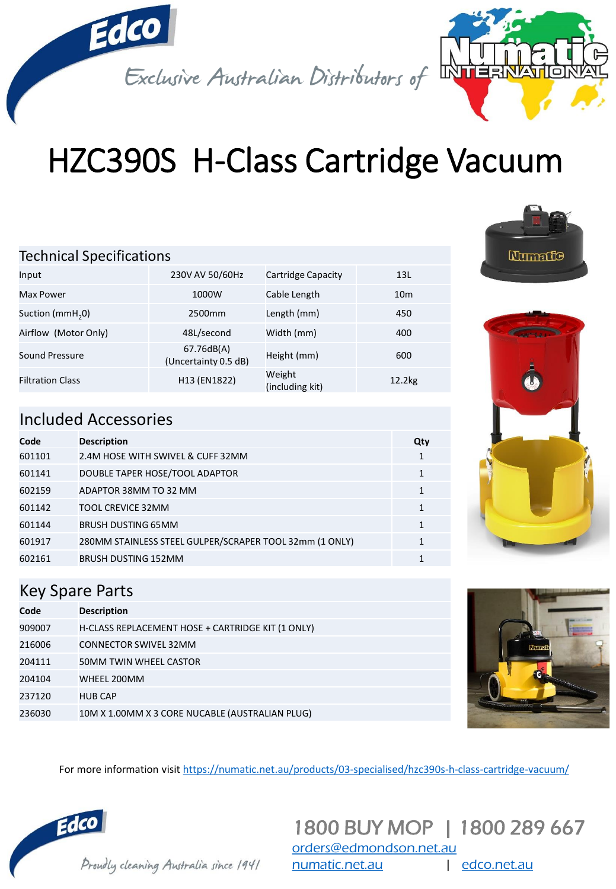Exclusive Australian Distributors of

# HZC390S H-Class Cartridge Vacuum

## Technical Specifications

| | | | |
|---|---|---|---|
| Input | 230V AV 50/60Hz | Cartridge Capacity | 13L |
| Max Power | 1000W | Cable Length | 10m |
| Suction (mm$H_2$0) | 2500mm | Length (mm) | 450 |
| Airflow (Motor Only) | 48L/second | Width (mm) | 400 |
| Sound Pressure | 67.76dB(A) (Uncertainty 0.5 dB) | Height (mm) | 600 |
| Filtration Class | H13 (EN1822) | Weight (including kit) | 12.2kg |

## Included Accessories

| Code | Description | Qty |
|---|---|---|
| 601101 | 2.4M HOSE WITH SWIVEL & CUFF 32MM | 1 |
| 601141 | DOUBLE TAPER HOSE/TOOL ADAPTOR | 1 |
| 602159 | ADAPTOR 38MM TO 32 MM | 1 |
| 601142 | TOOL CREVICE 32MM | 1 |
| 601144 | BRUSH DUSTING 65MM | 1 |
| 601917 | 280MM STAINLESS STEEL GULPER/SCRAPER TOOL 32mm (1 ONLY) | 1 |
| 602161 | BRUSH DUSTING 152MM | 1 |

## Key Spare Parts

| Code | Description |
|---|---|
| 909007 | H-CLASS REPLACEMENT HOSE + CARTRIDGE KIT (1 ONLY) |
| 216006 | CONNECTOR SWIVEL 32MM |
| 204111 | 50MM TWIN WHEEL CASTOR |
| 204104 | WHEEL 200MM |
| 237120 | HUB CAP |
| 236030 | 10M X 1.00MM X 3 CORE NUCABLE (AUSTRALIAN PLUG) |

For more information visit https://numatic.net.au/products/03-specialised/hzc390s-h-class-cartridge-vacuum/

Proudly cleaning Australia since 1941

1800 BUY MOP | 1800 289 667

orders@edmondson.net.au

numatic.net.au | edco.net.au